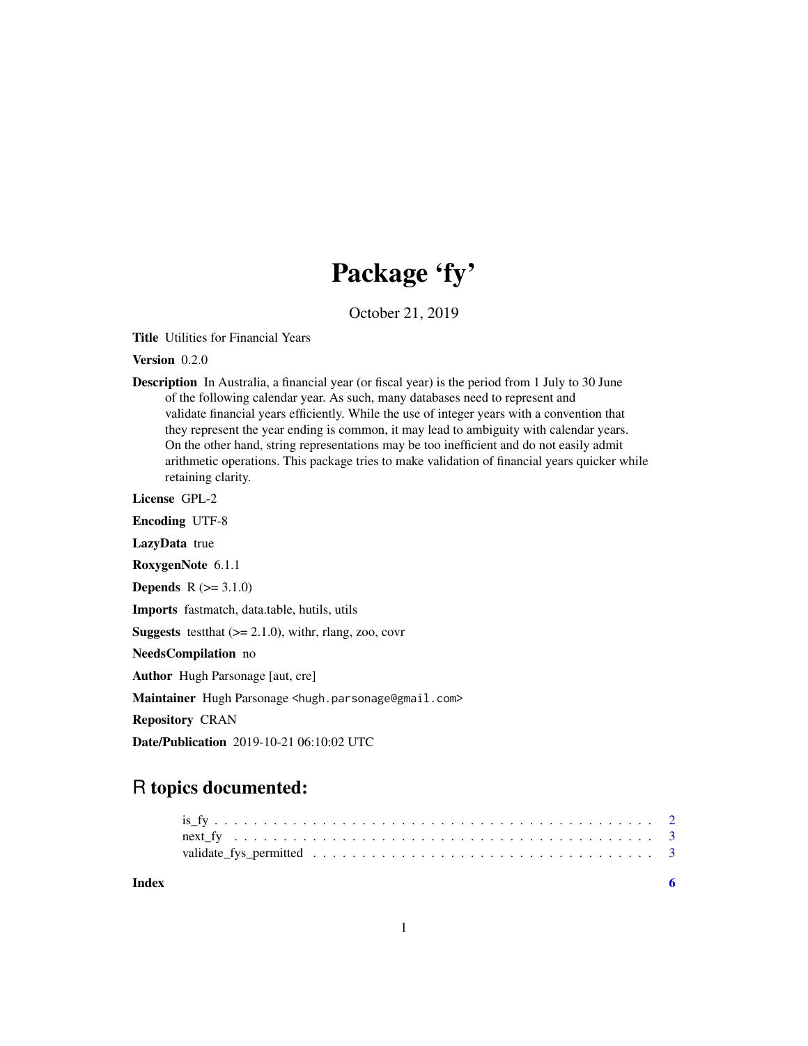# Package 'fy'

October 21, 2019

**Title** Utilities for Financial Years

**Version** 0.2.0

**Description** In Australia, a financial year (or fiscal year) is the period from 1 July to 30 June of the following calendar year. As such, many databases need to represent and validate financial years efficiently. While the use of integer years with a convention that they represent the year ending is common, it may lead to ambiguity with calendar years. On the other hand, string representations may be too inefficient and do not easily admit arithmetic operations. This package tries to make validation of financial years quicker while retaining clarity.

**License** GPL-2

**Encoding** UTF-8

**LazyData** true

**RoxygenNote** 6.1.1

**Depends** R (>= 3.1.0)

**Imports** fastmatch, data.table, hutils, utils

**Suggests** testthat (>= 2.1.0), withr, rlang, zoo, covr

**NeedsCompilation** no

**Author** Hugh Parsonage [aut, cre]

**Maintainer** Hugh Parsonage <hugh.parsonage@gmail.com>

**Repository** CRAN

**Date/Publication** 2019-10-21 06:10:02 UTC

## R topics documented:

- is_fy . . . . . . . . . . . . . . . . . . . . . . . . . . . . . . . . . . . . . . . . . . 2
- next_fy . . . . . . . . . . . . . . . . . . . . . . . . . . . . . . . . . . . . . . . . . 3
- validate_fys_permitted . . . . . . . . . . . . . . . . . . . . . . . . . . . . . . . . 3

**Index** 6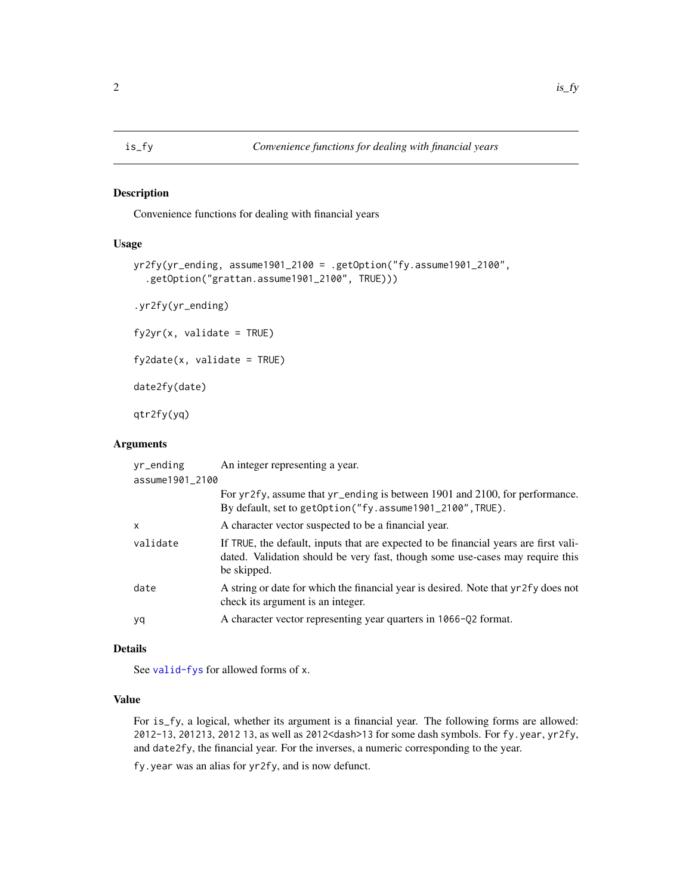# is_fy — *Convenience functions for dealing with financial years*

## Description

Convenience functions for dealing with financial years

## Usage

```
yr2fy(yr_ending, assume1901_2100 = .getOption("fy.assume1901_2100",
  .getOption("grattan.assume1901_2100", TRUE)))

.yr2fy(yr_ending)

fy2yr(x, validate = TRUE)

fy2date(x, validate = TRUE)

date2fy(date)

qtr2fy(yq)
```

## Arguments

| | |
|---|---|
| `yr_ending` | An integer representing a year. |
| `assume1901_2100` | For `yr2fy`, assume that `yr_ending` is between 1901 and 2100, for performance. By default, set to `getOption("fy.assume1901_2100",TRUE)`. |
| `x` | A character vector suspected to be a financial year. |
| `validate` | If `TRUE`, the default, inputs that are expected to be financial years are first validated. Validation should be very fast, though some use-cases may require this be skipped. |
| `date` | A string or date for which the financial year is desired. Note that `yr2fy` does not check its argument is an integer. |
| `yq` | A character vector representing year quarters in `1066-Q2` format. |

## Details

See `valid-fys` for allowed forms of `x`.

## Value

For `is_fy`, a logical, whether its argument is a financial year. The following forms are allowed: `2012-13`, `201213`, `2012 13`, as well as `2012<dash>13` for some dash symbols. For `fy.year`, `yr2fy`, and `date2fy`, the financial year. For the inverses, a numeric corresponding to the year.

`fy.year` was an alias for `yr2fy`, and is now defunct.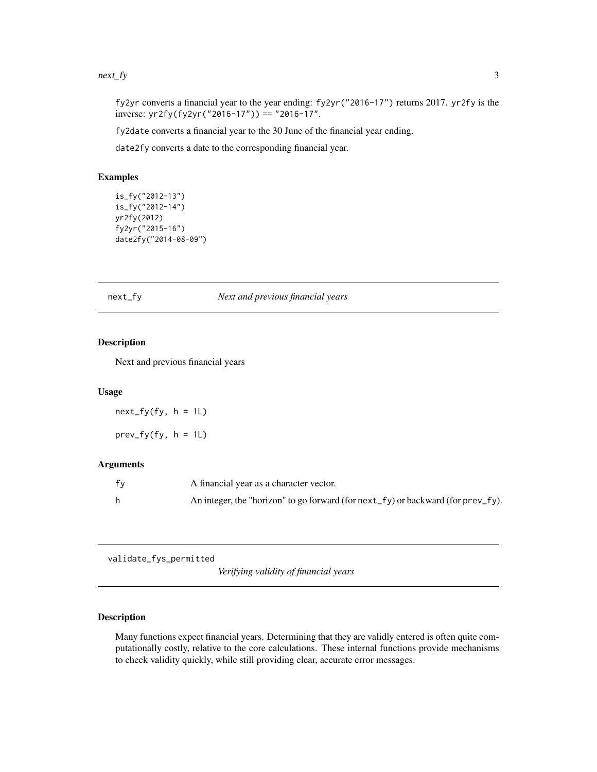`fy2yr` converts a financial year to the year ending: `fy2yr("2016-17")` returns 2017. `yr2fy` is the inverse: `yr2fy(fy2yr("2016-17")) == "2016-17"`.

`fy2date` converts a financial year to the 30 June of the financial year ending.

`date2fy` converts a date to the corresponding financial year.

### Examples

```
is_fy("2012-13")
is_fy("2012-14")
yr2fy(2012)
fy2yr("2015-16")
date2fy("2014-08-09")
```

---

## next_fy — *Next and previous financial years*

### Description

Next and previous financial years

### Usage

```
next_fy(fy, h = 1L)

prev_fy(fy, h = 1L)
```

### Arguments

| | |
|---|---|
| fy | A financial year as a character vector. |
| h | An integer, the "horizon" to go forward (for `next_fy`) or backward (for `prev_fy`). |

---

## validate_fys_permitted — *Verifying validity of financial years*

### Description

Many functions expect financial years. Determining that they are validly entered is often quite computationally costly, relative to the core calculations. These internal functions provide mechanisms to check validity quickly, while still providing clear, accurate error messages.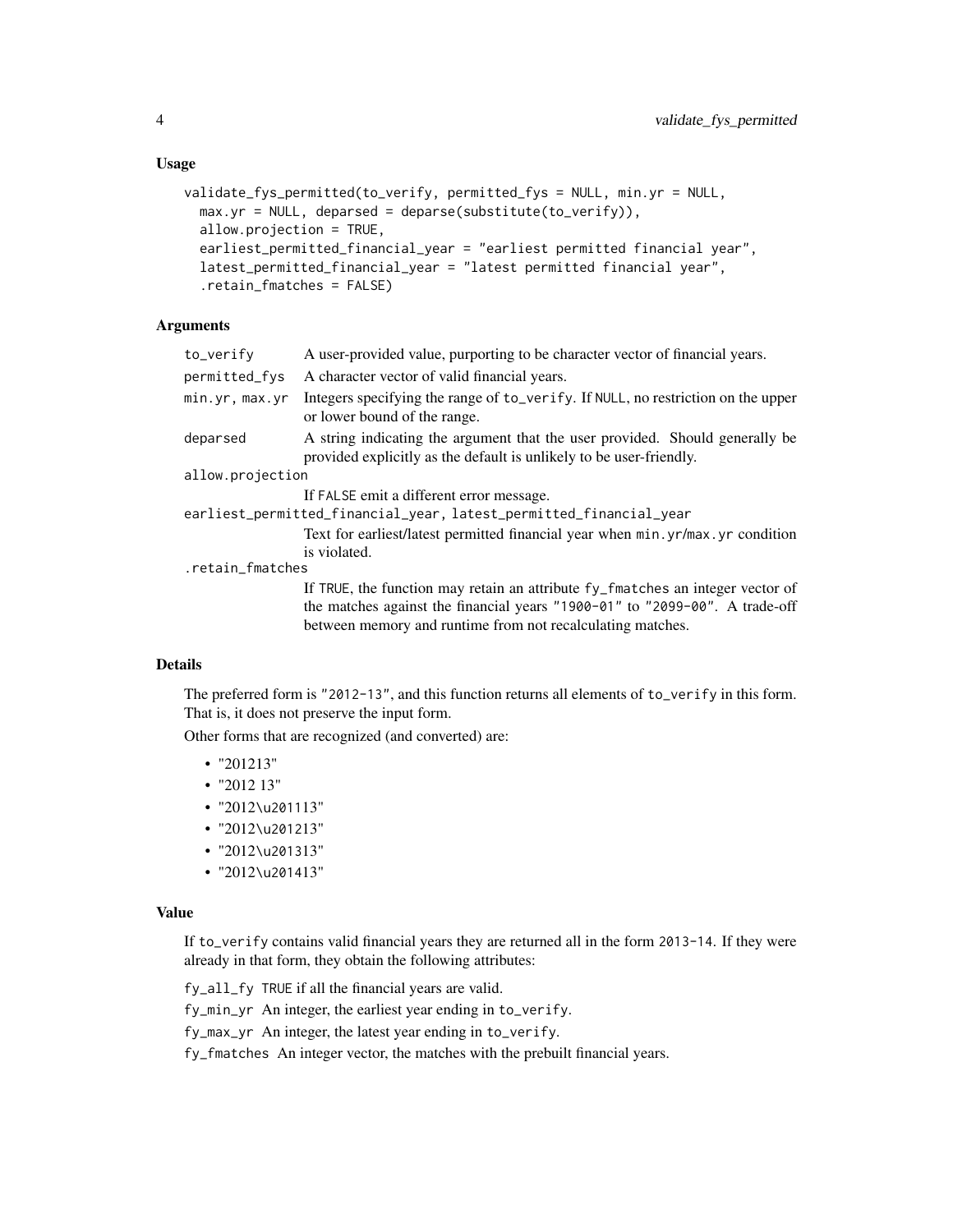### Usage

```
validate_fys_permitted(to_verify, permitted_fys = NULL, min.yr = NULL,
  max.yr = NULL, deparsed = deparse(substitute(to_verify)),
  allow.projection = TRUE,
  earliest_permitted_financial_year = "earliest permitted financial year",
  latest_permitted_financial_year = "latest permitted financial year",
  .retain_fmatches = FALSE)
```

### Arguments

| | |
|---|---|
| `to_verify` | A user-provided value, purporting to be character vector of financial years. |
| `permitted_fys` | A character vector of valid financial years. |
| `min.yr, max.yr` | Integers specifying the range of `to_verify`. If `NULL`, no restriction on the upper or lower bound of the range. |
| `deparsed` | A string indicating the argument that the user provided. Should generally be provided explicitly as the default is unlikely to be user-friendly. |
| `allow.projection` | If `FALSE` emit a different error message. |
| `earliest_permitted_financial_year, latest_permitted_financial_year` | Text for earliest/latest permitted financial year when `min.yr`/`max.yr` condition is violated. |
| `.retain_fmatches` | If `TRUE`, the function may retain an attribute `fy_fmatches` an integer vector of the matches against the financial years `"1900-01"` to `"2099-00"`. A trade-off between memory and runtime from not recalculating matches. |

### Details

The preferred form is `"2012-13"`, and this function returns all elements of `to_verify` in this form. That is, it does not preserve the input form.

Other forms that are recognized (and converted) are:

- "201213"
- "2012 13"
- "2012\u201113"
- "2012\u201213"
- "2012\u201313"
- "2012\u201413"

### Value

If `to_verify` contains valid financial years they are returned all in the form `2013-14`. If they were already in that form, they obtain the following attributes:

`fy_all_fy` `TRUE` if all the financial years are valid.

`fy_min_yr` An integer, the earliest year ending in `to_verify`.

`fy_max_yr` An integer, the latest year ending in `to_verify`.

`fy_fmatches` An integer vector, the matches with the prebuilt financial years.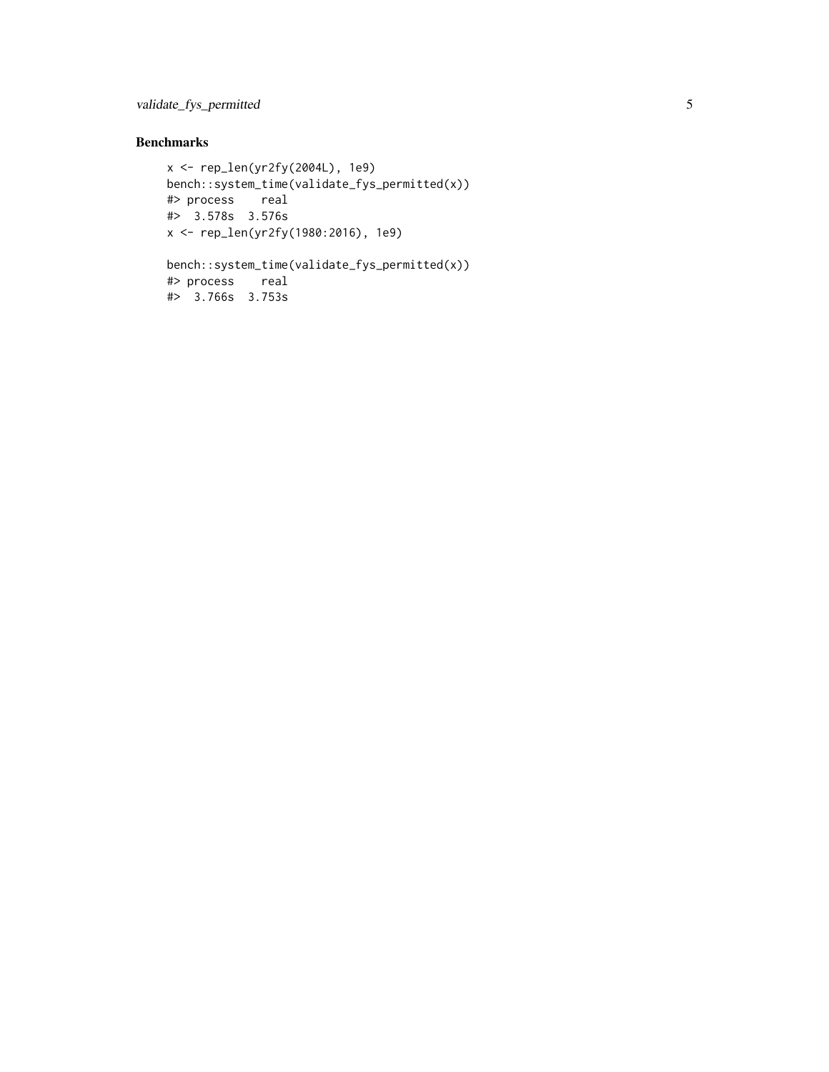## Benchmarks

```
x <- rep_len(yr2fy(2004L), 1e9)
bench::system_time(validate_fys_permitted(x))
#> process    real
#>  3.578s  3.576s
x <- rep_len(yr2fy(1980:2016), 1e9)

bench::system_time(validate_fys_permitted(x))
#> process    real
#>  3.766s  3.753s
```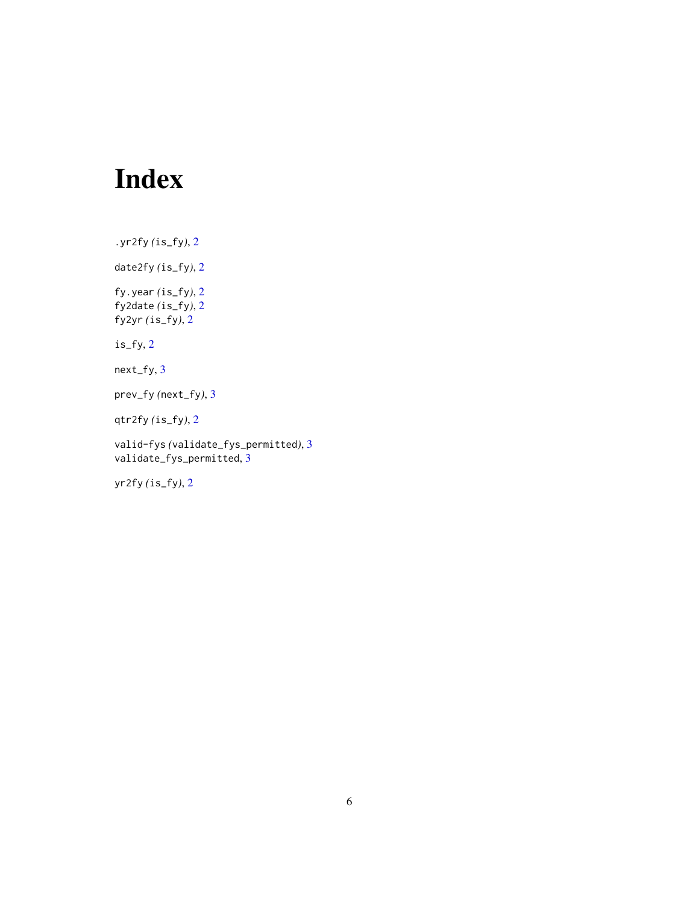# Index

.yr2fy (is_fy), 2

date2fy (is_fy), 2

fy.year (is_fy), 2
fy2date (is_fy), 2
fy2yr (is_fy), 2

is_fy, 2

next_fy, 3

prev_fy (next_fy), 3

qtr2fy (is_fy), 2

valid-fys (validate_fys_permitted), 3
validate_fys_permitted, 3

yr2fy (is_fy), 2